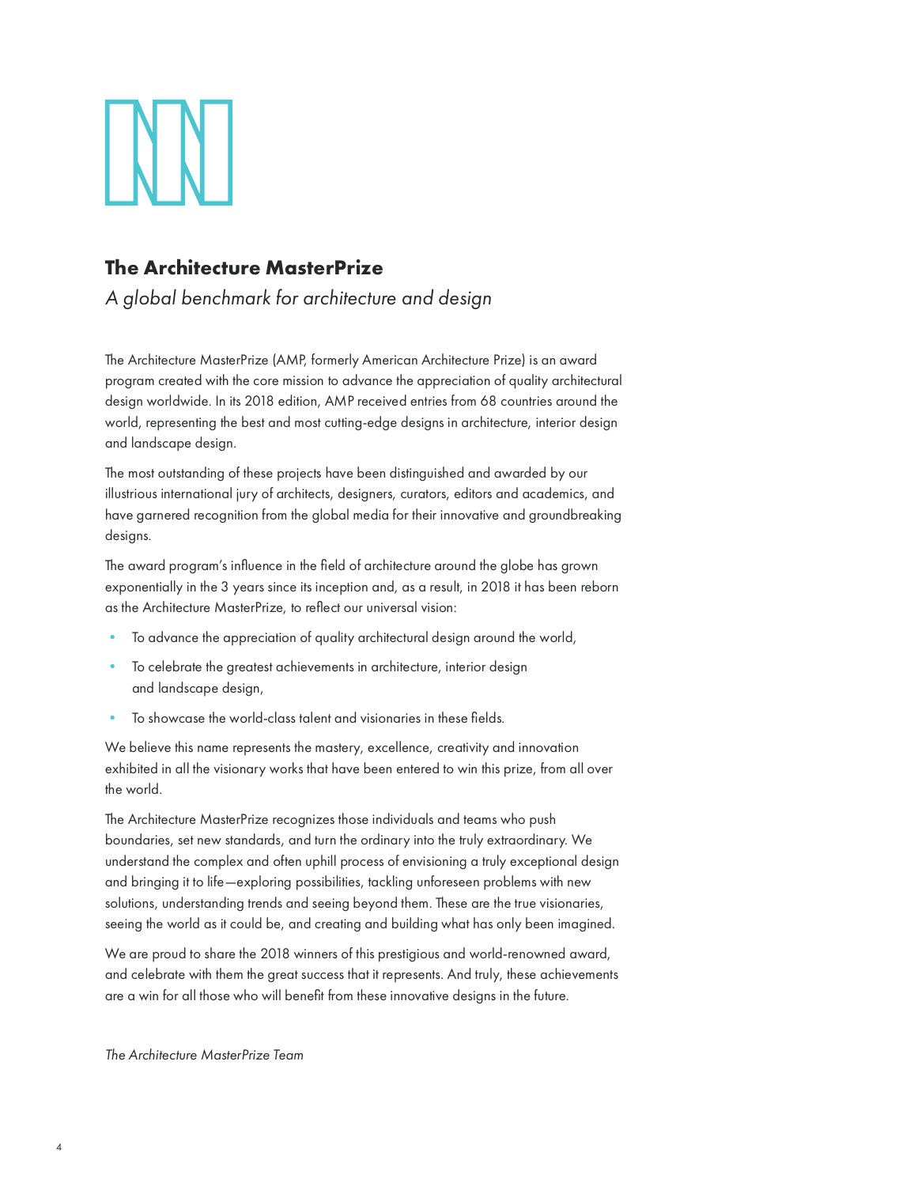## The Architecture MasterPrize

*A global benchmark for architecture and design*

The Architecture MasterPrize (AMP, formerly American Architecture Prize) is an award program created with the core mission to advance the appreciation of quality architectural design worldwide. In its 2018 edition, AMP received entries from 68 countries around the world, representing the best and most cutting-edge designs in architecture, interior design and landscape design.

The most outstanding of these projects have been distinguished and awarded by our illustrious international jury of architects, designers, curators, editors and academics, and have garnered recognition from the global media for their innovative and groundbreaking designs.

The award program's influence in the field of architecture around the globe has grown exponentially in the 3 years since its inception and, as a result, in 2018 it has been reborn as the Architecture MasterPrize, to reflect our universal vision:

- To advance the appreciation of quality architectural design around the world,
- To celebrate the greatest achievements in architecture, interior design and landscape design,
- To showcase the world-class talent and visionaries in these fields.

We believe this name represents the mastery, excellence, creativity and innovation exhibited in all the visionary works that have been entered to win this prize, from all over the world.

The Architecture MasterPrize recognizes those individuals and teams who push boundaries, set new standards, and turn the ordinary into the truly extraordinary. We understand the complex and often uphill process of envisioning a truly exceptional design and bringing it to life—exploring possibilities, tackling unforeseen problems with new solutions, understanding trends and seeing beyond them. These are the true visionaries, seeing the world as it could be, and creating and building what has only been imagined.

We are proud to share the 2018 winners of this prestigious and world-renowned award, and celebrate with them the great success that it represents. And truly, these achievements are a win for all those who will benefit from these innovative designs in the future.

*The Architecture MasterPrize Team*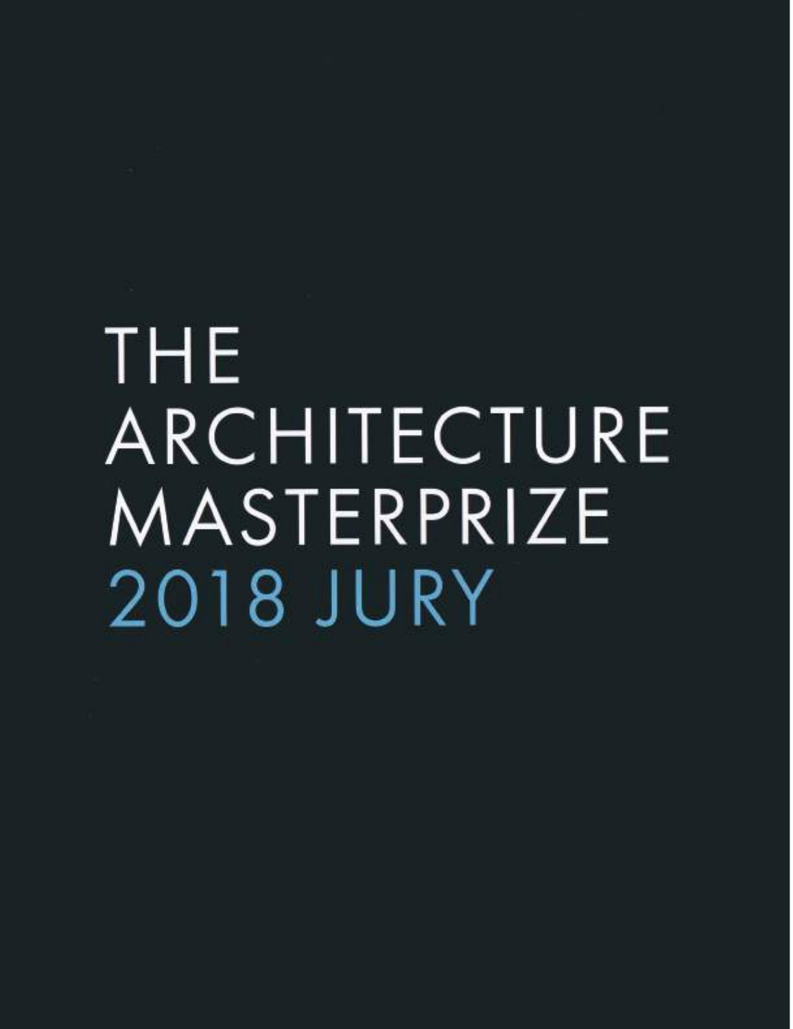# THE ARCHITECTURE MASTERPRIZE 2018 JURY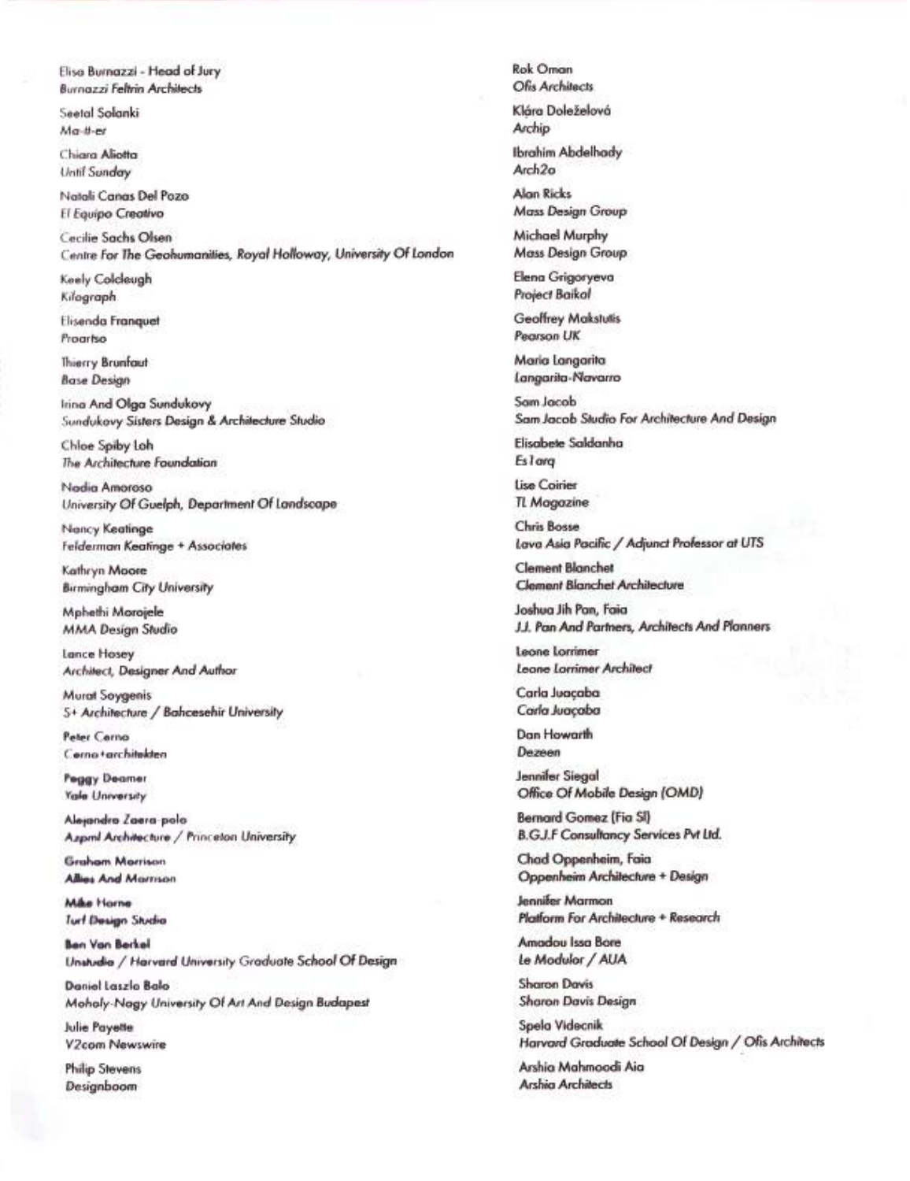Elisa Burnazzi - Head of Jury
*Burnazzi Feltrin Architects*

Seetal Solanki
*Ma-tt-er*

Chiara Aliotta
*Until Sunday*

Natali Canas Del Pozo
*El Equipo Creativo*

Cecilie Sachs Olsen
*Centre For The Geohumanities, Royal Holloway, University Of London*

Keely Colcleugh
*Kilograph*

Elisenda Franquet
*Proartso*

Thierry Brunfaut
*Base Design*

Irina And Olga Sundukovy
*Sundukovy Sisters Design & Architecture Studio*

Chloe Spiby Loh
*The Architecture Foundation*

Nadia Amoroso
*University Of Guelph, Department Of Landscape*

Nancy Keatinge
*Felderman Keatinge + Associates*

Kathryn Moore
*Birmingham City University*

Mphethi Morojele
*MMA Design Studio*

Lance Hosey
*Architect, Designer And Author*

Murat Soygenis
*S+ Architecture / Bahcesehir University*

Peter Cerno
*Cerno+architekten*

Peggy Deamer
*Yale University*

Alejandro Zaera-polo
*Azpml Architecture / Princeton University*

Graham Morrison
*Allies And Morrison*

Mike Horne
*Turf Design Studio*

Ben Van Berkel
*Unstudio / Harvard University Graduate School Of Design*

Daniel Laszlo Balo
*Moholy-Nagy University Of Art And Design Budapest*

Julie Payette
*V2com Newswire*

Philip Stevens
*Designboom*

Rok Oman
*Ofis Architects*

Klára Doleželová
*Archip*

Ibrahim Abdelhady
*Arch2o*

Alan Ricks
*Mass Design Group*

Michael Murphy
*Mass Design Group*

Elena Grigoryeva
*Project Baikal*

Geoffrey Makstutis
*Pearson UK*

Maria Langarita
*Langarita-Navarro*

Sam Jacob
*Sam Jacob Studio For Architecture And Design*

Elisabete Saldanha
*Es I arq*

Lise Coirier
*TL Magazine*

Chris Bosse
*Lava Asia Pacific / Adjunct Professor at UTS*

Clement Blanchet
*Clement Blanchet Architecture*

Joshua Jih Pan, Faia
*J.J. Pan And Partners, Architects And Planners*

Leone Lorrimer
*Leone Lorrimer Architect*

Carla Juaçaba
*Carla Juaçaba*

Dan Howarth
*Dezeen*

Jennifer Siegal
*Office Of Mobile Design (OMD)*

Bernard Gomez (Fia SI)
*B.G.J.F Consultancy Services Pvt Ltd.*

Chad Oppenheim, Faia
*Oppenheim Architecture + Design*

Jennifer Marmon
*Platform For Architecture + Research*

Amadou Issa Bore
*Le Modulor / AUA*

Sharon Davis
*Sharon Davis Design*

Spela Videcnik
*Harvard Graduate School Of Design / Ofis Architects*

Arshia Mahmoodi Aia
*Arshia Architects*